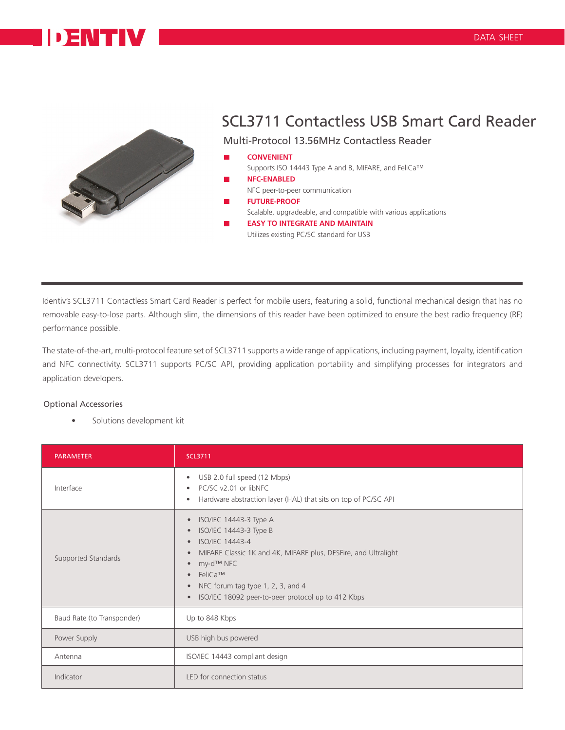# SCL3711 Contactless USB Smart Card Reader

## Multi-Protocol 13.56MHz Contactless Reader

- **CONVENIENT**
  Supports ISO 14443 Type A and B, MIFARE, and FeliCa™
- **NFC-ENABLED**
  NFC peer-to-peer communication
- **FUTURE-PROOF**
  Scalable, upgradeable, and compatible with various applications
- **EASY TO INTEGRATE AND MAINTAIN**
  Utilizes existing PC/SC standard for USB

Identiv's SCL3711 Contactless Smart Card Reader is perfect for mobile users, featuring a solid, functional mechanical design that has no removable easy-to-lose parts. Although slim, the dimensions of this reader have been optimized to ensure the best radio frequency (RF) performance possible.

The state-of-the-art, multi-protocol feature set of SCL3711 supports a wide range of applications, including payment, loyalty, identification and NFC connectivity. SCL3711 supports PC/SC API, providing application portability and simplifying processes for integrators and application developers.

### Optional Accessories

- Solutions development kit

| PARAMETER | SCL3711 |
|---|---|
| Interface | • USB 2.0 full speed (12 Mbps)<br>• PC/SC v2.01 or libNFC<br>• Hardware abstraction layer (HAL) that sits on top of PC/SC API |
| Supported Standards | • ISO/IEC 14443-3 Type A<br>• ISO/IEC 14443-3 Type B<br>• ISO/IEC 14443-4<br>• MIFARE Classic 1K and 4K, MIFARE plus, DESFire, and Ultralight<br>• my-d™ NFC<br>• FeliCa™<br>• NFC forum tag type 1, 2, 3, and 4<br>• ISO/IEC 18092 peer-to-peer protocol up to 412 Kbps |
| Baud Rate (to Transponder) | Up to 848 Kbps |
| Power Supply | USB high bus powered |
| Antenna | ISO/IEC 14443 compliant design |
| Indicator | LED for connection status |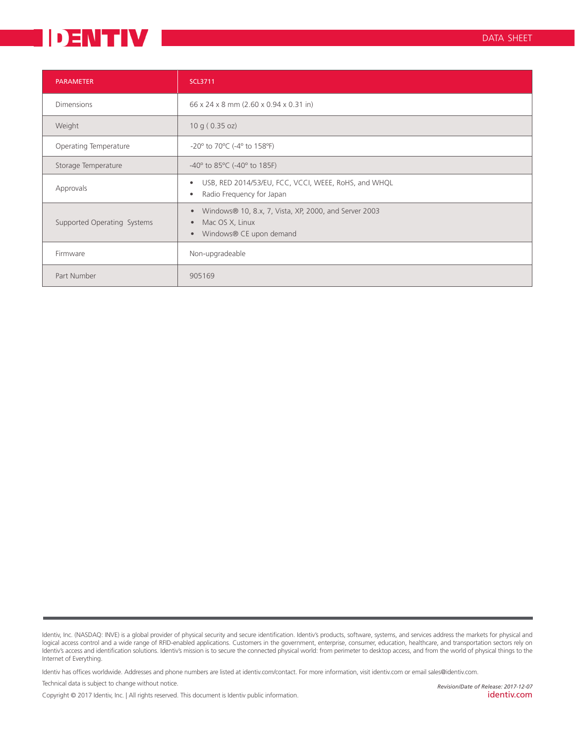| PARAMETER | SCL3711 |
|---|---|
| Dimensions | 66 x 24 x 8 mm (2.60 x 0.94 x 0.31 in) |
| Weight | 10 g ( 0.35 oz) |
| Operating Temperature | -20º to 70ºC (-4º to 158ºF) |
| Storage Temperature | -40º to 85ºC (-40º to 185F) |
| Approvals | • USB, RED 2014/53/EU, FCC, VCCI, WEEE, RoHS, and WHQL<br>• Radio Frequency for Japan |
| Supported Operating Systems | • Windows® 10, 8.x, 7, Vista, XP, 2000, and Server 2003<br>• Mac OS X, Linux<br>• Windows® CE upon demand |
| Firmware | Non-upgradeable |
| Part Number | 905169 |

Identiv, Inc. (NASDAQ: INVE) is a global provider of physical security and secure identification. Identiv's products, software, systems, and services address the markets for physical and logical access control and a wide range of RFID-enabled applications. Customers in the government, enterprise, consumer, education, healthcare, and transportation sectors rely on Identiv's access and identification solutions. Identiv's mission is to secure the connected physical world: from perimeter to desktop access, and from the world of physical things to the Internet of Everything.

Identiv has offices worldwide. Addresses and phone numbers are listed at identiv.com/contact. For more information, visit identiv.com or email sales@identiv.com.

Technical data is subject to change without notice.

Copyright © 2017 Identiv, Inc. | All rights reserved. This document is Identiv public information.

*Revision/Date of Release: 2017-12-07*

identiv.com